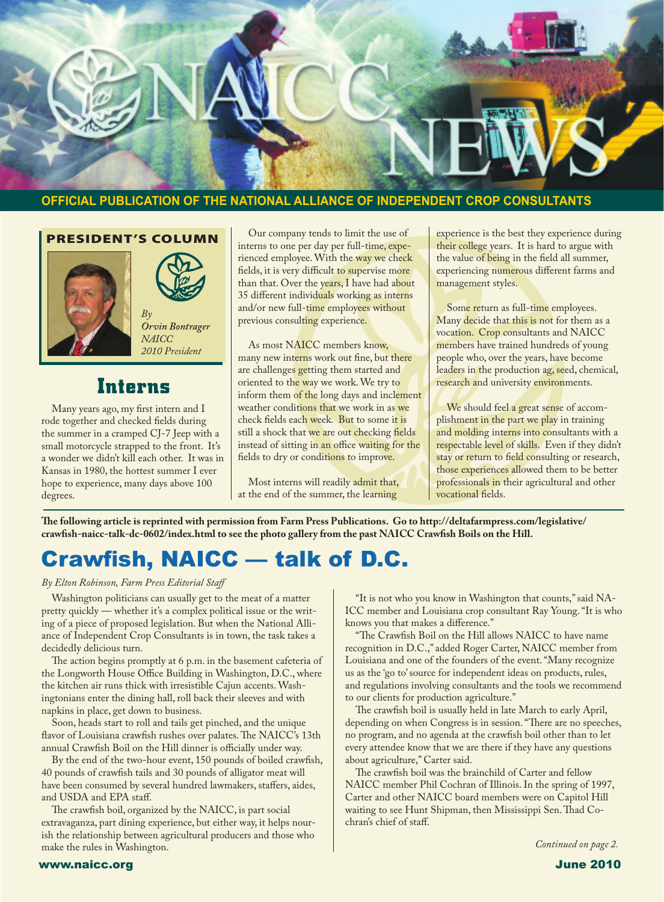# NAICC NEWS

**OFFICIAL PUBLICATION OF THE NATIONAL ALLIANCE OF INDEPENDENT CROP CONSULTANTS**

## PRESIDENT'S COLUMN

*By Orvin Bontrager*
*NAICC 2010 President*

### Interns

Many years ago, my first intern and I rode together and checked fields during the summer in a cramped CJ-7 Jeep with a small motorcycle strapped to the front. It's a wonder we didn't kill each other. It was in Kansas in 1980, the hottest summer I ever hope to experience, many days above 100 degrees.

Our company tends to limit the use of interns to one per day per full-time, experienced employee. With the way we check fields, it is very difficult to supervise more than that. Over the years, I have had about 35 different individuals working as interns and/or new full-time employees without previous consulting experience.

As most NAICC members know, many new interns work out fine, but there are challenges getting them started and oriented to the way we work. We try to inform them of the long days and inclement weather conditions that we work in as we check fields each week. But to some it is still a shock that we are out checking fields instead of sitting in an office waiting for the fields to dry or conditions to improve.

Most interns will readily admit that, at the end of the summer, the learning experience is the best they experience during their college years. It is hard to argue with the value of being in the field all summer, experiencing numerous different farms and management styles.

Some return as full-time employees. Many decide that this is not for them as a vocation. Crop consultants and NAICC members have trained hundreds of young people who, over the years, have become leaders in the production ag, seed, chemical, research and university environments.

We should feel a great sense of accomplishment in the part we play in training and molding interns into consultants with a respectable level of skills. Even if they didn't stay or return to field consulting or research, those experiences allowed them to be better professionals in their agricultural and other vocational fields.

**The following article is reprinted with permission from Farm Press Publications. Go to http://deltafarmpress.com/legislative/crawfish-naicc-talk-dc-0602/index.html to see the photo gallery from the past NAICC Crawfish Boils on the Hill.**

## Crawfish, NAICC — talk of D.C.

*By Elton Robinson, Farm Press Editorial Staff*

Washington politicians can usually get to the meat of a matter pretty quickly — whether it's a complex political issue or the writing of a piece of proposed legislation. But when the National Alliance of Independent Crop Consultants is in town, the task takes a decidedly delicious turn.

The action begins promptly at 6 p.m. in the basement cafeteria of the Longworth House Office Building in Washington, D.C., where the kitchen air runs thick with irresistible Cajun accents. Washingtonians enter the dining hall, roll back their sleeves and with napkins in place, get down to business.

Soon, heads start to roll and tails get pinched, and the unique flavor of Louisiana crawfish rushes over palates. The NAICC's 13th annual Crawfish Boil on the Hill dinner is officially under way.

By the end of the two-hour event, 150 pounds of boiled crawfish, 40 pounds of crawfish tails and 30 pounds of alligator meat will have been consumed by several hundred lawmakers, staffers, aides, and USDA and EPA staff.

The crawfish boil, organized by the NAICC, is part social extravaganza, part dining experience, but either way, it helps nourish the relationship between agricultural producers and those who make the rules in Washington.

"It is not who you know in Washington that counts," said NAICC member and Louisiana crop consultant Ray Young. "It is who knows you that makes a difference."

"The Crawfish Boil on the Hill allows NAICC to have name recognition in D.C.," added Roger Carter, NAICC member from Louisiana and one of the founders of the event. "Many recognize us as the 'go to' source for independent ideas on products, rules, and regulations involving consultants and the tools we recommend to our clients for production agriculture."

The crawfish boil is usually held in late March to early April, depending on when Congress is in session. "There are no speeches, no program, and no agenda at the crawfish boil other than to let every attendee know that we are there if they have any questions about agriculture," Carter said.

The crawfish boil was the brainchild of Carter and fellow NAICC member Phil Cochran of Illinois. In the spring of 1997, Carter and other NAICC board members were on Capitol Hill waiting to see Hunt Shipman, then Mississippi Sen. Thad Cochran's chief of staff.

*Continued on page 2.*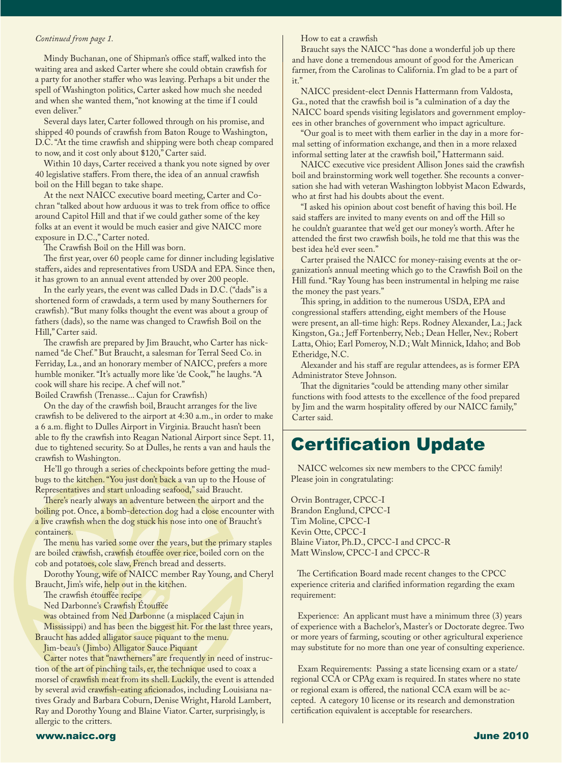*Continued from page 1.*

Mindy Buchanan, one of Shipman's office staff, walked into the waiting area and asked Carter where she could obtain crawfish for a party for another staffer who was leaving. Perhaps a bit under the spell of Washington politics, Carter asked how much she needed and when she wanted them, "not knowing at the time if I could even deliver."

Several days later, Carter followed through on his promise, and shipped 40 pounds of crawfish from Baton Rouge to Washington, D.C. "At the time crawfish and shipping were both cheap compared to now, and it cost only about $120," Carter said.

Within 10 days, Carter received a thank you note signed by over 40 legislative staffers. From there, the idea of an annual crawfish boil on the Hill began to take shape.

At the next NAICC executive board meeting, Carter and Cochran "talked about how arduous it was to trek from office to office around Capitol Hill and that if we could gather some of the key folks at an event it would be much easier and give NAICC more exposure in D.C.," Carter noted.

The Crawfish Boil on the Hill was born.

The first year, over 60 people came for dinner including legislative staffers, aides and representatives from USDA and EPA. Since then, it has grown to an annual event attended by over 200 people.

In the early years, the event was called Dads in D.C. ("dads" is a shortened form of crawdads, a term used by many Southerners for crawfish). "But many folks thought the event was about a group of fathers (dads), so the name was changed to Crawfish Boil on the Hill," Carter said.

The crawfish are prepared by Jim Braucht, who Carter has nicknamed "de Chef." But Braucht, a salesman for Terral Seed Co. in Ferriday, La., and an honorary member of NAICC, prefers a more humble moniker. "It's actually more like 'de Cook,'" he laughs. "A cook will share his recipe. A chef will not."

Boiled Crawfish (Trenasse... Cajun for Crawfish)

On the day of the crawfish boil, Braucht arranges for the live crawfish to be delivered to the airport at 4:30 a.m., in order to make a 6 a.m. flight to Dulles Airport in Virginia. Braucht hasn't been able to fly the crawfish into Reagan National Airport since Sept. 11, due to tightened security. So at Dulles, he rents a van and hauls the crawfish to Washington.

He'll go through a series of checkpoints before getting the mudbugs to the kitchen. "You just don't back a van up to the House of Representatives and start unloading seafood," said Braucht.

There's nearly always an adventure between the airport and the boiling pot. Once, a bomb-detection dog had a close encounter with a live crawfish when the dog stuck his nose into one of Braucht's containers.

The menu has varied some over the years, but the primary staples are boiled crawfish, crawfish étouffée over rice, boiled corn on the cob and potatoes, cole slaw, French bread and desserts.

Dorothy Young, wife of NAICC member Ray Young, and Cheryl Braucht, Jim's wife, help out in the kitchen.

The crawfish étouffée recipe

Ned Darbonne's Crawfish Étouffée

was obtained from Ned Darbonne (a misplaced Cajun in Mississippi) and has been the biggest hit. For the last three years, Braucht has added alligator sauce piquant to the menu.

Jim-beau's (Jimbo) Alligator Sauce Piquant

Carter notes that "nawtherners" are frequently in need of instruction of the art of pinching tails, er, the technique used to coax a morsel of crawfish meat from its shell. Luckily, the event is attended by several avid crawfish-eating aficionados, including Louisiana natives Grady and Barbara Coburn, Denise Wright, Harold Lambert, Ray and Dorothy Young and Blaine Viator. Carter, surprisingly, is allergic to the critters.

How to eat a crawfish

Braucht says the NAICC "has done a wonderful job up there and have done a tremendous amount of good for the American farmer, from the Carolinas to California. I'm glad to be a part of it."

NAICC president-elect Dennis Hattermann from Valdosta, Ga., noted that the crawfish boil is "a culmination of a day the NAICC board spends visiting legislators and government employees in other branches of government who impact agriculture.

"Our goal is to meet with them earlier in the day in a more formal setting of information exchange, and then in a more relaxed informal setting later at the crawfish boil," Hattermann said.

NAICC executive vice president Allison Jones said the crawfish boil and brainstorming work well together. She recounts a conversation she had with veteran Washington lobbyist Macon Edwards, who at first had his doubts about the event.

"I asked his opinion about cost benefit of having this boil. He said staffers are invited to many events on and off the Hill so he couldn't guarantee that we'd get our money's worth. After he attended the first two crawfish boils, he told me that this was the best idea he'd ever seen."

Carter praised the NAICC for money-raising events at the organization's annual meeting which go to the Crawfish Boil on the Hill fund. "Ray Young has been instrumental in helping me raise the money the past years."

This spring, in addition to the numerous USDA, EPA and congressional staffers attending, eight members of the House were present, an all-time high: Reps. Rodney Alexander, La.; Jack Kingston, Ga.; Jeff Fortenberry, Neb.; Dean Heller, Nev.; Robert Latta, Ohio; Earl Pomeroy, N.D.; Walt Minnick, Idaho; and Bob Etheridge, N.C.

Alexander and his staff are regular attendees, as is former EPA Administrator Steve Johnson.

That the dignitaries "could be attending many other similar functions with food attests to the excellence of the food prepared by Jim and the warm hospitality offered by our NAICC family," Carter said.

# Certification Update

NAICC welcomes six new members to the CPCC family! Please join in congratulating:

Orvin Bontrager, CPCC-I
Brandon Englund, CPCC-I
Tim Moline, CPCC-I
Kevin Otte, CPCC-I
Blaine Viator, Ph.D., CPCC-I and CPCC-R
Matt Winslow, CPCC-I and CPCC-R

The Certification Board made recent changes to the CPCC experience criteria and clarified information regarding the exam requirement:

Experience: An applicant must have a minimum three (3) years of experience with a Bachelor's, Master's or Doctorate degree. Two or more years of farming, scouting or other agricultural experience may substitute for no more than one year of consulting experience.

Exam Requirements: Passing a state licensing exam or a state/regional CCA or CPAg exam is required. In states where no state or regional exam is offered, the national CCA exam will be accepted. A category 10 license or its research and demonstration certification equivalent is acceptable for researchers.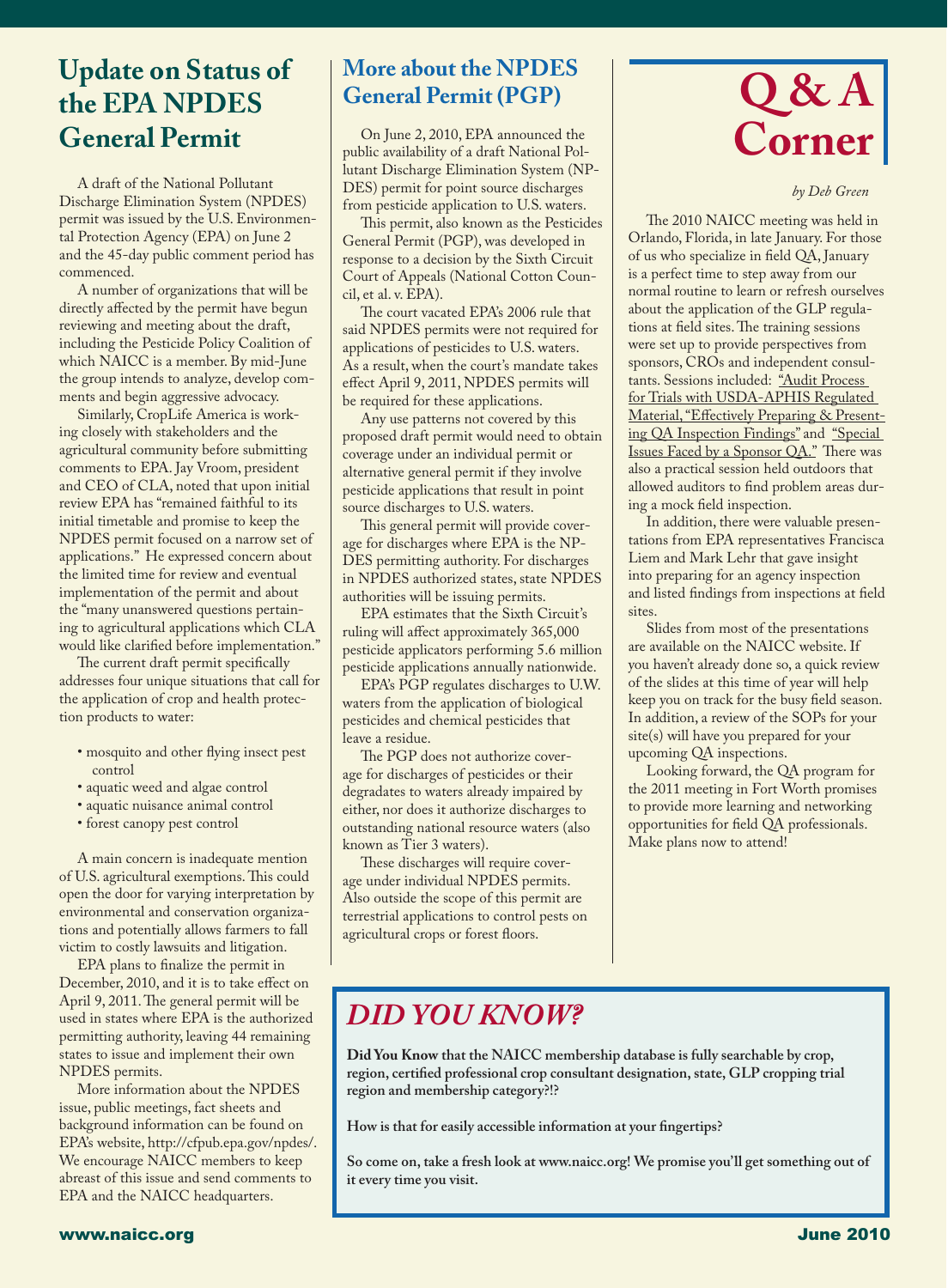# Update on Status of the EPA NPDES General Permit

A draft of the National Pollutant Discharge Elimination System (NPDES) permit was issued by the U.S. Environmental Protection Agency (EPA) on June 2 and the 45-day public comment period has commenced.

A number of organizations that will be directly affected by the permit have begun reviewing and meeting about the draft, including the Pesticide Policy Coalition of which NAICC is a member. By mid-June the group intends to analyze, develop comments and begin aggressive advocacy.

Similarly, CropLife America is working closely with stakeholders and the agricultural community before submitting comments to EPA. Jay Vroom, president and CEO of CLA, noted that upon initial review EPA has "remained faithful to its initial timetable and promise to keep the NPDES permit focused on a narrow set of applications." He expressed concern about the limited time for review and eventual implementation of the permit and about the "many unanswered questions pertaining to agricultural applications which CLA would like clarified before implementation."

The current draft permit specifically addresses four unique situations that call for the application of crop and health protection products to water:

- mosquito and other flying insect pest control
- aquatic weed and algae control
- aquatic nuisance animal control
- forest canopy pest control

A main concern is inadequate mention of U.S. agricultural exemptions. This could open the door for varying interpretation by environmental and conservation organizations and potentially allows farmers to fall victim to costly lawsuits and litigation.

EPA plans to finalize the permit in December, 2010, and it is to take effect on April 9, 2011. The general permit will be used in states where EPA is the authorized permitting authority, leaving 44 remaining states to issue and implement their own NPDES permits.

More information about the NPDES issue, public meetings, fact sheets and background information can be found on EPA's website, http://cfpub.epa.gov/npdes/. We encourage NAICC members to keep abreast of this issue and send comments to EPA and the NAICC headquarters.

## More about the NPDES General Permit (PGP)

On June 2, 2010, EPA announced the public availability of a draft National Pollutant Discharge Elimination System (NPDES) permit for point source discharges from pesticide application to U.S. waters.

This permit, also known as the Pesticides General Permit (PGP), was developed in response to a decision by the Sixth Circuit Court of Appeals (National Cotton Council, et al. v. EPA).

The court vacated EPA's 2006 rule that said NPDES permits were not required for applications of pesticides to U.S. waters. As a result, when the court's mandate takes effect April 9, 2011, NPDES permits will be required for these applications.

Any use patterns not covered by this proposed draft permit would need to obtain coverage under an individual permit or alternative general permit if they involve pesticide applications that result in point source discharges to U.S. waters.

This general permit will provide coverage for discharges where EPA is the NPDES permitting authority. For discharges in NPDES authorized states, state NPDES authorities will be issuing permits.

EPA estimates that the Sixth Circuit's ruling will affect approximately 365,000 pesticide applicators performing 5.6 million pesticide applications annually nationwide.

EPA's PGP regulates discharges to U.W. waters from the application of biological pesticides and chemical pesticides that leave a residue.

The PGP does not authorize coverage for discharges of pesticides or their degradates to waters already impaired by either, nor does it authorize discharges to outstanding national resource waters (also known as Tier 3 waters).

These discharges will require coverage under individual NPDES permits. Also outside the scope of this permit are terrestrial applications to control pests on agricultural crops or forest floors.

# Q & A Corner

*by Deb Green*

The 2010 NAICC meeting was held in Orlando, Florida, in late January. For those of us who specialize in field QA, January is a perfect time to step away from our normal routine to learn or refresh ourselves about the application of the GLP regulations at field sites. The training sessions were set up to provide perspectives from sponsors, CROs and independent consultants. Sessions included: "Audit Process for Trials with USDA-APHIS Regulated Material, "Effectively Preparing & Presenting QA Inspection Findings" and "Special Issues Faced by a Sponsor QA." There was also a practical session held outdoors that allowed auditors to find problem areas during a mock field inspection.

In addition, there were valuable presentations from EPA representatives Francisca Liem and Mark Lehr that gave insight into preparing for an agency inspection and listed findings from inspections at field sites.

Slides from most of the presentations are available on the NAICC website. If you haven't already done so, a quick review of the slides at this time of year will help keep you on track for the busy field season. In addition, a review of the SOPs for your site(s) will have you prepared for your upcoming QA inspections.

Looking forward, the QA program for the 2011 meeting in Fort Worth promises to provide more learning and networking opportunities for field QA professionals. Make plans now to attend!

## *DID YOU KNOW?*

**Did You Know that the NAICC membership database is fully searchable by crop, region, certified professional crop consultant designation, state, GLP cropping trial region and membership category?!?**

**How is that for easily accessible information at your fingertips?**

**So come on, take a fresh look at www.naicc.org! We promise you'll get something out of it every time you visit.**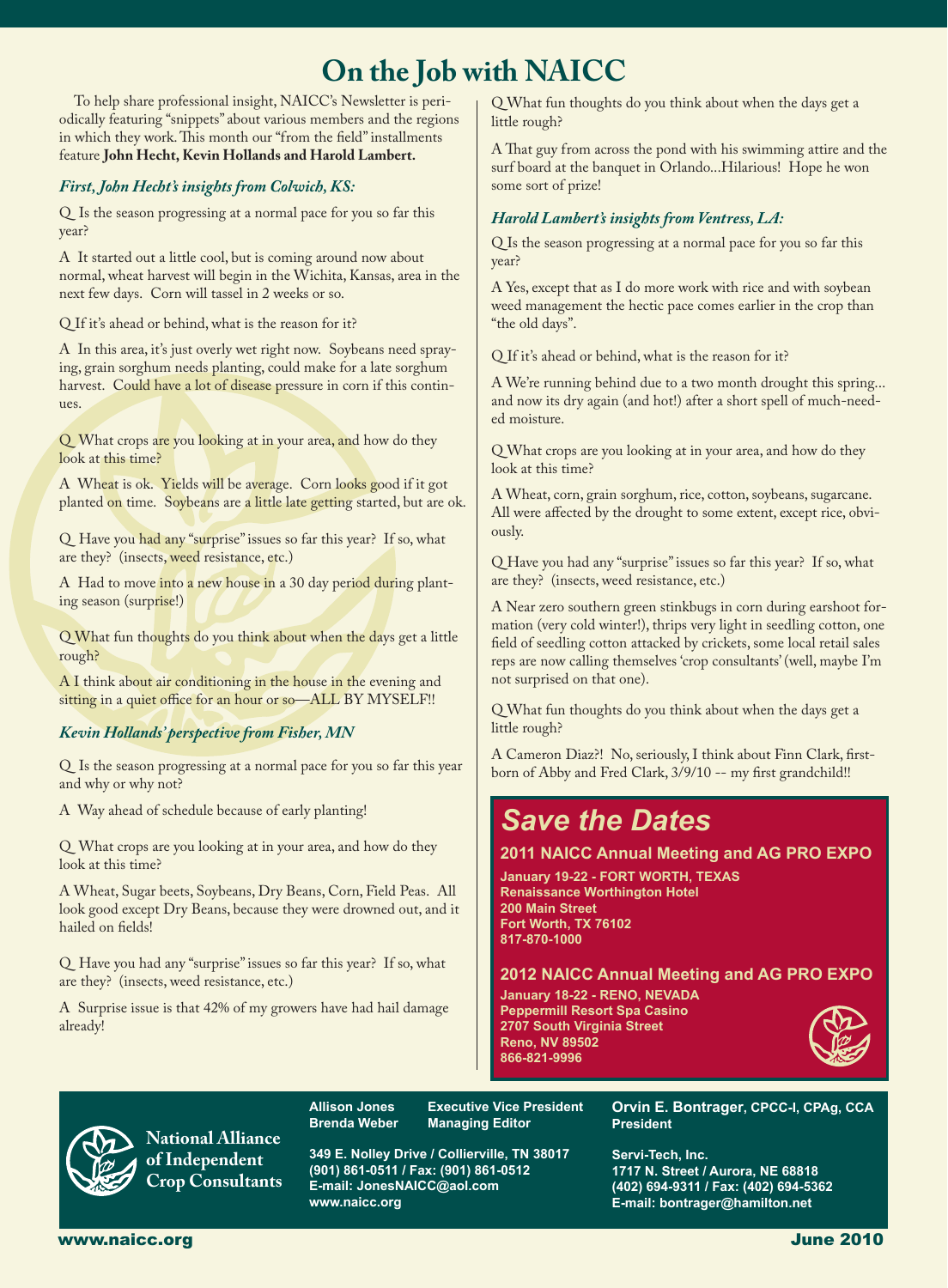# On the Job with NAICC

To help share professional insight, NAICC's Newsletter is periodically featuring "snippets" about various members and the regions in which they work. This month our "from the field" installments feature **John Hecht, Kevin Hollands and Harold Lambert.**

### *First, John Hecht's insights from Colwich, KS:*

Q Is the season progressing at a normal pace for you so far this year?

A It started out a little cool, but is coming around now about normal, wheat harvest will begin in the Wichita, Kansas, area in the next few days. Corn will tassel in 2 weeks or so.

Q If it's ahead or behind, what is the reason for it?

A In this area, it's just overly wet right now. Soybeans need spraying, grain sorghum needs planting, could make for a late sorghum harvest. Could have a lot of disease pressure in corn if this continues.

Q What crops are you looking at in your area, and how do they look at this time?

A Wheat is ok. Yields will be average. Corn looks good if it got planted on time. Soybeans are a little late getting started, but are ok.

Q Have you had any "surprise" issues so far this year? If so, what are they? (insects, weed resistance, etc.)

A Had to move into a new house in a 30 day period during planting season (surprise!)

Q What fun thoughts do you think about when the days get a little rough?

A I think about air conditioning in the house in the evening and sitting in a quiet office for an hour or so—ALL BY MYSELF!!

### *Kevin Hollands' perspective from Fisher, MN*

Q Is the season progressing at a normal pace for you so far this year and why or why not?

A Way ahead of schedule because of early planting!

Q What crops are you looking at in your area, and how do they look at this time?

A Wheat, Sugar beets, Soybeans, Dry Beans, Corn, Field Peas. All look good except Dry Beans, because they were drowned out, and it hailed on fields!

Q Have you had any "surprise" issues so far this year? If so, what are they? (insects, weed resistance, etc.)

A Surprise issue is that 42% of my growers have had hail damage already!

Q What fun thoughts do you think about when the days get a little rough?

A That guy from across the pond with his swimming attire and the surf board at the banquet in Orlando...Hilarious! Hope he won some sort of prize!

### *Harold Lambert's insights from Ventress, LA:*

Q Is the season progressing at a normal pace for you so far this year?

A Yes, except that as I do more work with rice and with soybean weed management the hectic pace comes earlier in the crop than "the old days".

Q If it's ahead or behind, what is the reason for it?

A We're running behind due to a two month drought this spring... and now its dry again (and hot!) after a short spell of much-needed moisture.

Q What crops are you looking at in your area, and how do they look at this time?

A Wheat, corn, grain sorghum, rice, cotton, soybeans, sugarcane. All were affected by the drought to some extent, except rice, obviously.

Q Have you had any "surprise" issues so far this year? If so, what are they? (insects, weed resistance, etc.)

A Near zero southern green stinkbugs in corn during earshoot formation (very cold winter!), thrips very light in seedling cotton, one field of seedling cotton attacked by crickets, some local retail sales reps are now calling themselves 'crop consultants' (well, maybe I'm not surprised on that one).

Q What fun thoughts do you think about when the days get a little rough?

A Cameron Diaz?! No, seriously, I think about Finn Clark, first-born of Abby and Fred Clark, 3/9/10 -- my first grandchild!!

## *Save the Dates*

**2011 NAICC Annual Meeting and AG PRO EXPO**

**January 19-22 - FORT WORTH, TEXAS**
**Renaissance Worthington Hotel**
**200 Main Street**
**Fort Worth, TX 76102**
**817-870-1000**

**2012 NAICC Annual Meeting and AG PRO EXPO**

**January 18-22 - RENO, NEVADA**
**Peppermill Resort Spa Casino**
**2707 South Virginia Street**
**Reno, NV 89502**
**866-821-9996**

---

**National Alliance of Independent Crop Consultants**

**Allison Jones** — **Executive Vice President**
**Brenda Weber** — **Managing Editor**

**349 E. Nolley Drive / Collierville, TN 38017**
**(901) 861-0511 / Fax: (901) 861-0512**
**E-mail: JonesNAICC@aol.com**
**www.naicc.org**

**Orvin E. Bontrager, CPCC-I, CPAg, CCA**
**President**

**Servi-Tech, Inc.**
**1717 N. Street / Aurora, NE 68818**
**(402) 694-9311 / Fax: (402) 694-5362**
**E-mail: bontrager@hamilton.net**